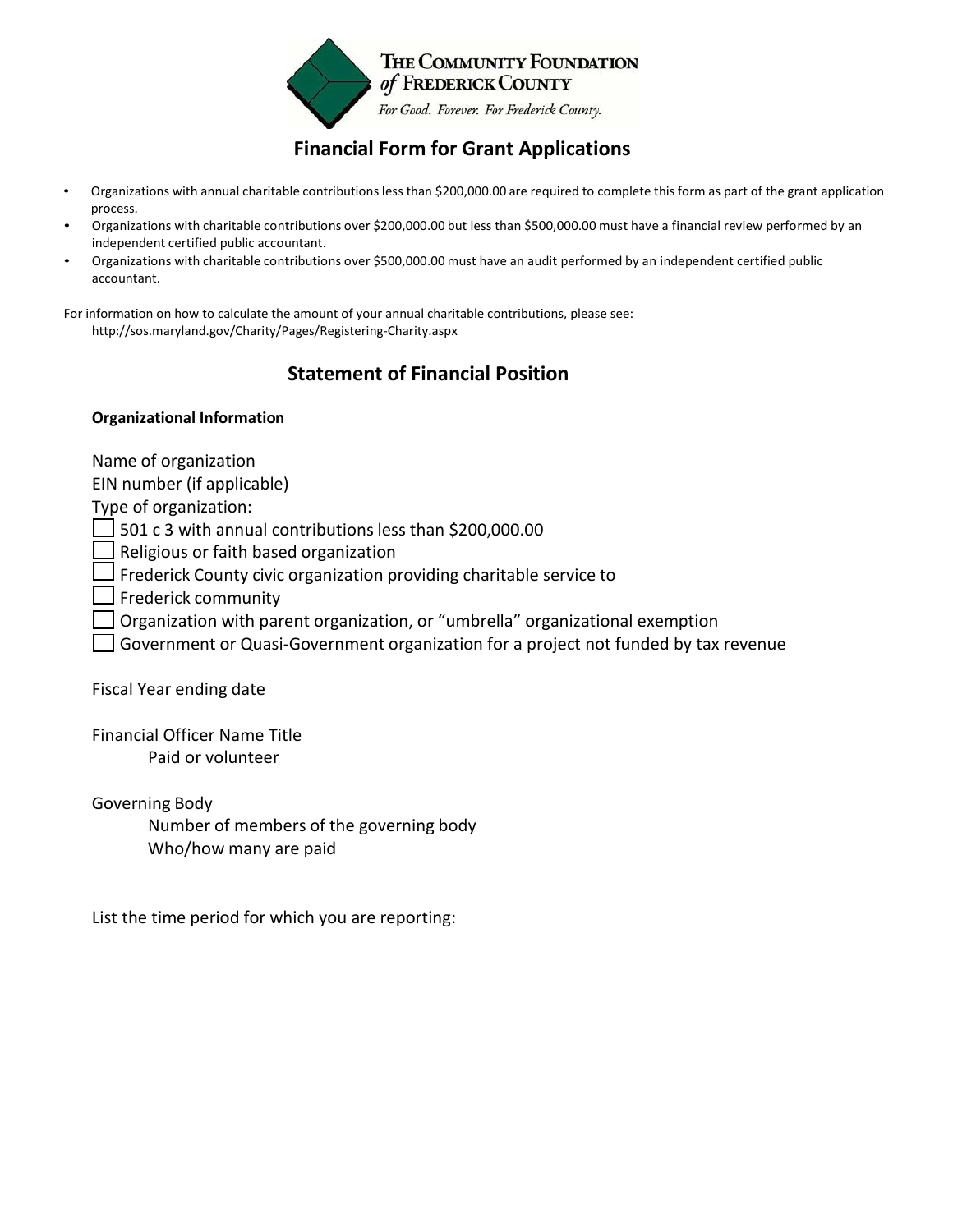THE COMMUNITY FOUNDATION *of* FREDERICK COUNTY

*For Good. Forever. For Frederick County.*

# Financial Form for Grant Applications

- Organizations with annual charitable contributions less than $200,000.00 are required to complete this form as part of the grant application process.
- Organizations with charitable contributions over $200,000.00 but less than $500,000.00 must have a financial review performed by an independent certified public accountant.
- Organizations with charitable contributions over $500,000.00 must have an audit performed by an independent certified public accountant.

For information on how to calculate the amount of your annual charitable contributions, please see:
http://sos.maryland.gov/Charity/Pages/Registering-Charity.aspx

## Statement of Financial Position

**Organizational Information**

Name of organization

EIN number (if applicable)

Type of organization:

- ☐ 501 c 3 with annual contributions less than $200,000.00
- ☐ Religious or faith based organization
- ☐ Frederick County civic organization providing charitable service to
- ☐ Frederick community
- ☐ Organization with parent organization, or "umbrella" organizational exemption
- ☐ Government or Quasi-Government organization for a project not funded by tax revenue

Fiscal Year ending date

Financial Officer Name Title

Paid or volunteer

Governing Body

Number of members of the governing body

Who/how many are paid

List the time period for which you are reporting: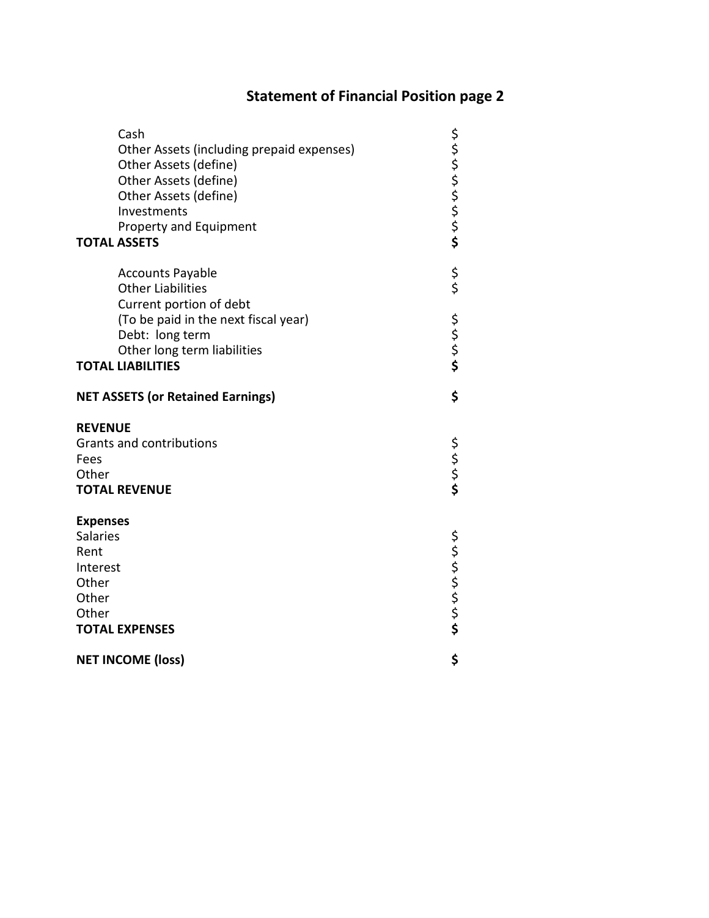# Statement of Financial Position page 2

| | |
|---|---|
| Cash | $ |
| Other Assets (including prepaid expenses) | $ |
| Other Assets (define) | $ |
| Other Assets (define) | $ |
| Other Assets (define) | $ |
| Investments | $ |
| Property and Equipment | $ |
| **TOTAL ASSETS** | **$** |
| | |
| Accounts Payable | $ |
| Other Liabilities | $ |
| Current portion of debt (To be paid in the next fiscal year) | $ |
| Debt: long term | $ |
| Other long term liabilities | $ |
| **TOTAL LIABILITIES** | **$** |
| | |
| **NET ASSETS (or Retained Earnings)** | **$** |
| | |
| **REVENUE** | |
| Grants and contributions | $ |
| Fees | $ |
| Other | $ |
| **TOTAL REVENUE** | **$** |
| | |
| **Expenses** | |
| Salaries | $ |
| Rent | $ |
| Interest | $ |
| Other | $ |
| Other | $ |
| Other | $ |
| **TOTAL EXPENSES** | **$** |
| | |
| **NET INCOME (loss)** | **$** |